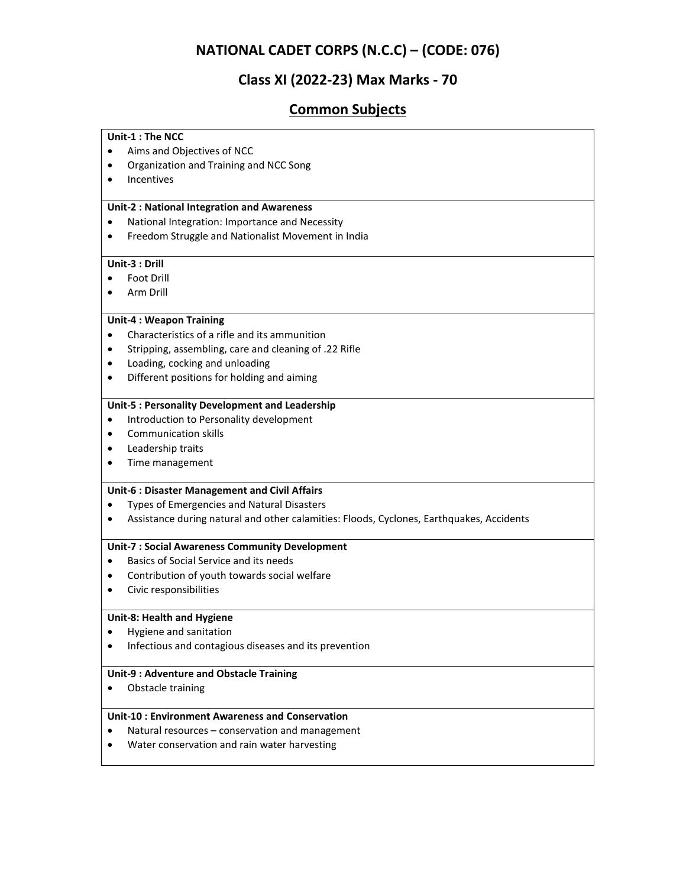# NATIONAL CADET CORPS (N.C.C) – (CODE: 076)

## Class XI (2022-23) Max Marks - 70

## Common Subjects

**Unit-1 : The NCC**

- Aims and Objectives of NCC
- Organization and Training and NCC Song
- Incentives

**Unit-2 : National Integration and Awareness**

- National Integration: Importance and Necessity
- Freedom Struggle and Nationalist Movement in India

**Unit-3 : Drill**

- Foot Drill
- Arm Drill

**Unit-4 : Weapon Training**

- Characteristics of a rifle and its ammunition
- Stripping, assembling, care and cleaning of .22 Rifle
- Loading, cocking and unloading
- Different positions for holding and aiming

**Unit-5 : Personality Development and Leadership**

- Introduction to Personality development
- Communication skills
- Leadership traits
- Time management

**Unit-6 : Disaster Management and Civil Affairs**

- Types of Emergencies and Natural Disasters
- Assistance during natural and other calamities: Floods, Cyclones, Earthquakes, Accidents

**Unit-7 : Social Awareness Community Development**

- Basics of Social Service and its needs
- Contribution of youth towards social welfare
- Civic responsibilities

**Unit-8: Health and Hygiene**

- Hygiene and sanitation
- Infectious and contagious diseases and its prevention

**Unit-9 : Adventure and Obstacle Training**

- Obstacle training

**Unit-10 : Environment Awareness and Conservation**

- Natural resources – conservation and management
- Water conservation and rain water harvesting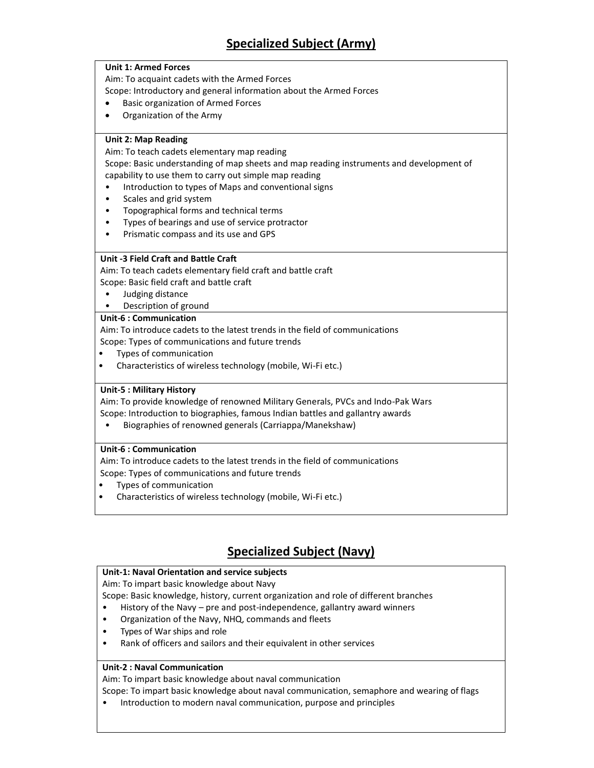## Specialized Subject (Army)

**Unit 1: Armed Forces**

Aim: To acquaint cadets with the Armed Forces

Scope: Introductory and general information about the Armed Forces

- Basic organization of Armed Forces
- Organization of the Army

**Unit 2: Map Reading**

Aim: To teach cadets elementary map reading

Scope: Basic understanding of map sheets and map reading instruments and development of capability to use them to carry out simple map reading

- Introduction to types of Maps and conventional signs
- Scales and grid system
- Topographical forms and technical terms
- Types of bearings and use of service protractor
- Prismatic compass and its use and GPS

**Unit -3 Field Craft and Battle Craft**

Aim: To teach cadets elementary field craft and battle craft

Scope: Basic field craft and battle craft

- Judging distance
- Description of ground

**Unit-6 : Communication**

Aim: To introduce cadets to the latest trends in the field of communications

Scope: Types of communications and future trends

- Types of communication
- Characteristics of wireless technology (mobile, Wi-Fi etc.)

**Unit-5 : Military History**

Aim: To provide knowledge of renowned Military Generals, PVCs and Indo-Pak Wars

Scope: Introduction to biographies, famous Indian battles and gallantry awards

- Biographies of renowned generals (Carriappa/Manekshaw)

**Unit-6 : Communication**

Aim: To introduce cadets to the latest trends in the field of communications

Scope: Types of communications and future trends

- Types of communication
- Characteristics of wireless technology (mobile, Wi-Fi etc.)

## Specialized Subject (Navy)

**Unit-1: Naval Orientation and service subjects**

Aim: To impart basic knowledge about Navy

Scope: Basic knowledge, history, current organization and role of different branches

- History of the Navy – pre and post-independence, gallantry award winners
- Organization of the Navy, NHQ, commands and fleets
- Types of War ships and role
- Rank of officers and sailors and their equivalent in other services

**Unit-2 : Naval Communication**

Aim: To impart basic knowledge about naval communication

Scope: To impart basic knowledge about naval communication, semaphore and wearing of flags

- Introduction to modern naval communication, purpose and principles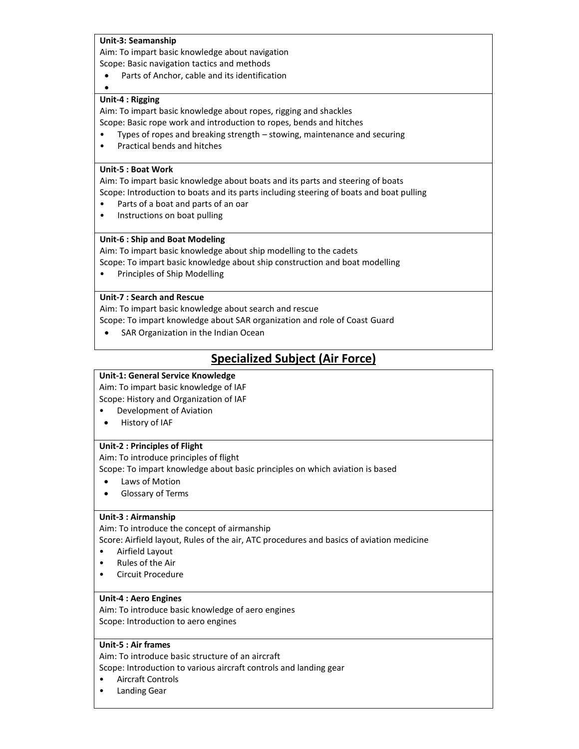**Unit-3: Seamanship**

Aim: To impart basic knowledge about navigation

Scope: Basic navigation tactics and methods

- Parts of Anchor, cable and its identification
- 

**Unit-4 : Rigging**

Aim: To impart basic knowledge about ropes, rigging and shackles

Scope: Basic rope work and introduction to ropes, bends and hitches

- Types of ropes and breaking strength – stowing, maintenance and securing
- Practical bends and hitches

**Unit-5 : Boat Work**

Aim: To impart basic knowledge about boats and its parts and steering of boats

Scope: Introduction to boats and its parts including steering of boats and boat pulling

- Parts of a boat and parts of an oar
- Instructions on boat pulling

**Unit-6 : Ship and Boat Modeling**

Aim: To impart basic knowledge about ship modelling to the cadets

Scope: To impart basic knowledge about ship construction and boat modelling

- Principles of Ship Modelling

**Unit-7 : Search and Rescue**

Aim: To impart basic knowledge about search and rescue

Scope: To impart knowledge about SAR organization and role of Coast Guard

- SAR Organization in the Indian Ocean

## Specialized Subject (Air Force)

**Unit-1: General Service Knowledge**

Aim: To impart basic knowledge of IAF

Scope: History and Organization of IAF

- Development of Aviation
- History of IAF

**Unit-2 : Principles of Flight**

Aim: To introduce principles of flight

Scope: To impart knowledge about basic principles on which aviation is based

- Laws of Motion
- Glossary of Terms

**Unit-3 : Airmanship**

Aim: To introduce the concept of airmanship

Score: Airfield layout, Rules of the air, ATC procedures and basics of aviation medicine

- Airfield Layout
- Rules of the Air
- Circuit Procedure

**Unit-4 : Aero Engines**

Aim: To introduce basic knowledge of aero engines

Scope: Introduction to aero engines

**Unit-5 : Air frames**

Aim: To introduce basic structure of an aircraft

Scope: Introduction to various aircraft controls and landing gear

- Aircraft Controls
- Landing Gear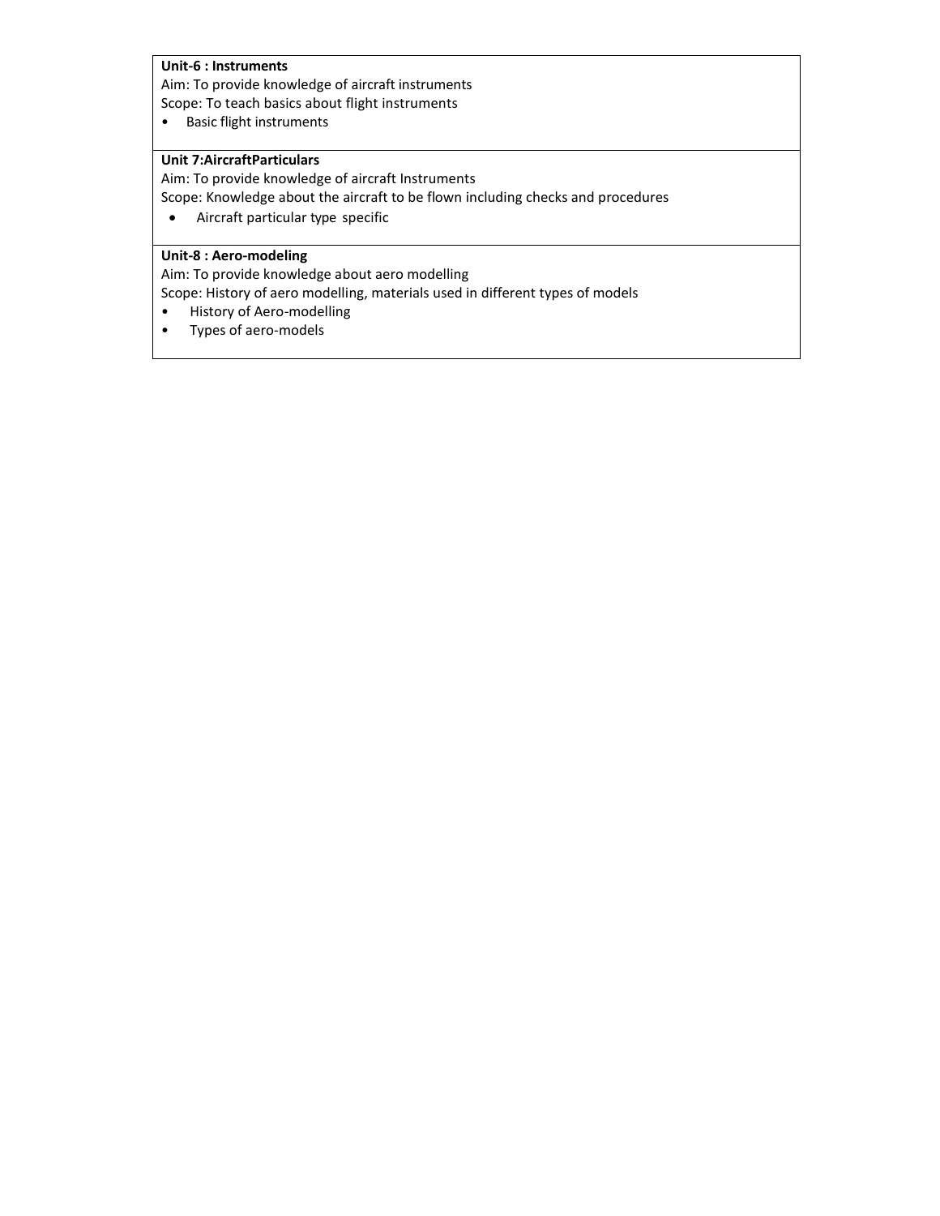**Unit-6 : Instruments**

Aim: To provide knowledge of aircraft instruments

Scope: To teach basics about flight instruments

- Basic flight instruments

**Unit 7:AircraftParticulars**

Aim: To provide knowledge of aircraft Instruments

Scope: Knowledge about the aircraft to be flown including checks and procedures

- Aircraft particular type specific

**Unit-8 : Aero-modeling**

Aim: To provide knowledge about aero modelling

Scope: History of aero modelling, materials used in different types of models

- History of Aero-modelling
- Types of aero-models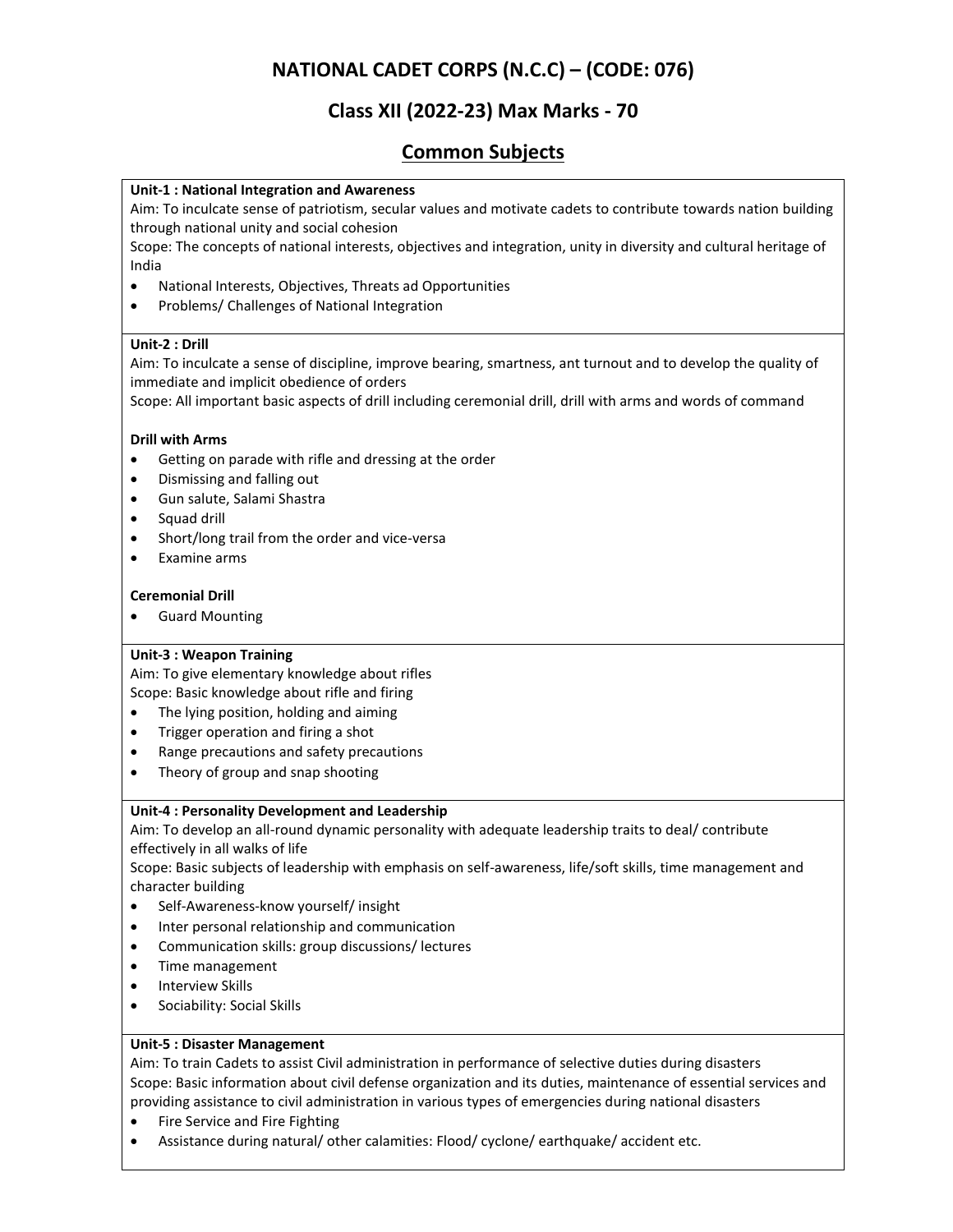# NATIONAL CADET CORPS (N.C.C) – (CODE: 076)

## Class XII (2022-23) Max Marks - 70

## Common Subjects

**Unit-1 : National Integration and Awareness**

Aim: To inculcate sense of patriotism, secular values and motivate cadets to contribute towards nation building through national unity and social cohesion

Scope: The concepts of national interests, objectives and integration, unity in diversity and cultural heritage of India

- National Interests, Objectives, Threats ad Opportunities
- Problems/ Challenges of National Integration

**Unit-2 : Drill**

Aim: To inculcate a sense of discipline, improve bearing, smartness, ant turnout and to develop the quality of immediate and implicit obedience of orders

Scope: All important basic aspects of drill including ceremonial drill, drill with arms and words of command

**Drill with Arms**

- Getting on parade with rifle and dressing at the order
- Dismissing and falling out
- Gun salute, Salami Shastra
- Squad drill
- Short/long trail from the order and vice-versa
- Examine arms

**Ceremonial Drill**

- Guard Mounting

**Unit-3 : Weapon Training**

Aim: To give elementary knowledge about rifles

Scope: Basic knowledge about rifle and firing

- The lying position, holding and aiming
- Trigger operation and firing a shot
- Range precautions and safety precautions
- Theory of group and snap shooting

**Unit-4 : Personality Development and Leadership**

Aim: To develop an all-round dynamic personality with adequate leadership traits to deal/ contribute effectively in all walks of life

Scope: Basic subjects of leadership with emphasis on self-awareness, life/soft skills, time management and character building

- Self-Awareness-know yourself/ insight
- Inter personal relationship and communication
- Communication skills: group discussions/ lectures
- Time management
- Interview Skills
- Sociability: Social Skills

**Unit-5 : Disaster Management**

Aim: To train Cadets to assist Civil administration in performance of selective duties during disasters

Scope: Basic information about civil defense organization and its duties, maintenance of essential services and providing assistance to civil administration in various types of emergencies during national disasters

- Fire Service and Fire Fighting
- Assistance during natural/ other calamities: Flood/ cyclone/ earthquake/ accident etc.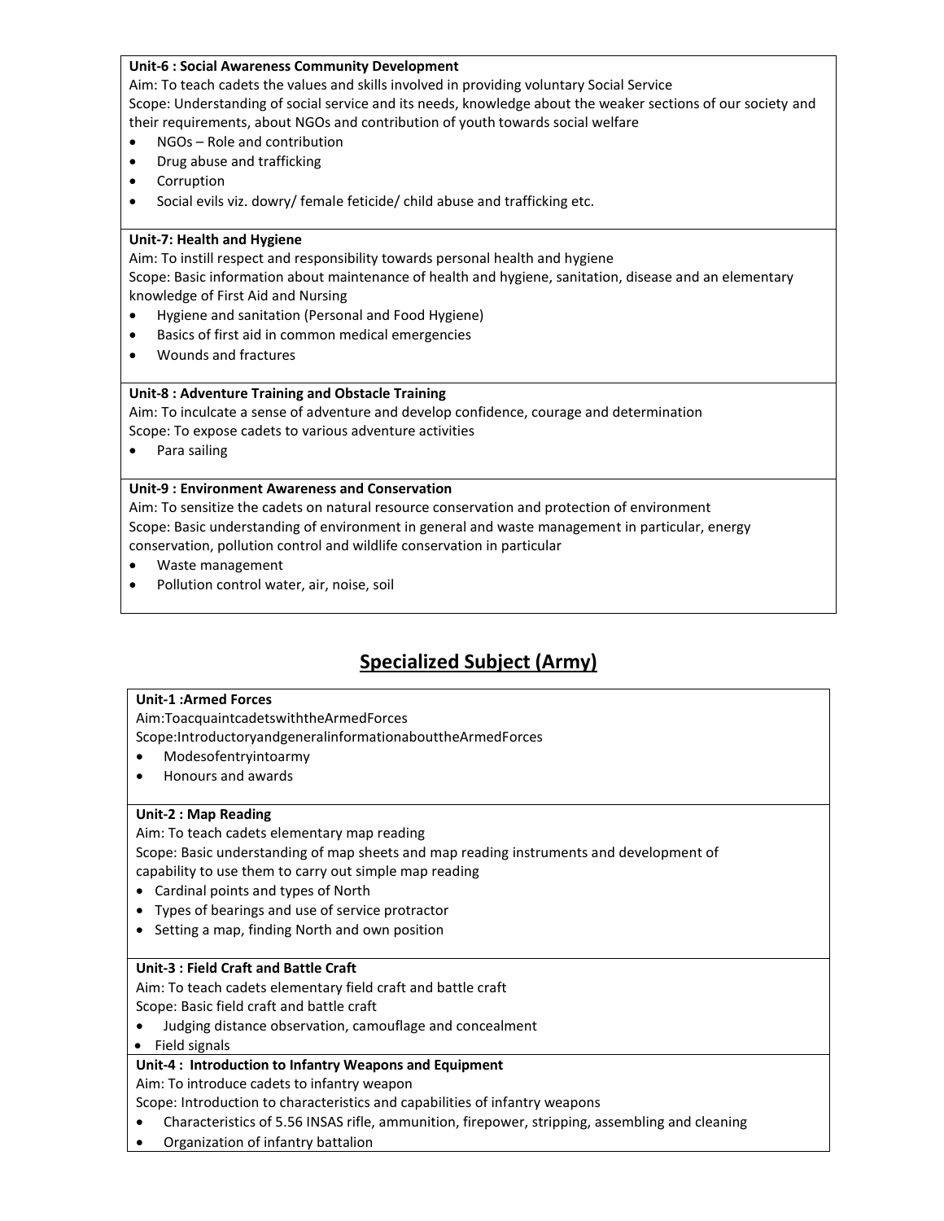**Unit-6 : Social Awareness Community Development**

Aim: To teach cadets the values and skills involved in providing voluntary Social Service

Scope: Understanding of social service and its needs, knowledge about the weaker sections of our society and their requirements, about NGOs and contribution of youth towards social welfare

- NGOs – Role and contribution
- Drug abuse and trafficking
- Corruption
- Social evils viz. dowry/ female feticide/ child abuse and trafficking etc.

**Unit-7: Health and Hygiene**

Aim: To instill respect and responsibility towards personal health and hygiene

Scope: Basic information about maintenance of health and hygiene, sanitation, disease and an elementary knowledge of First Aid and Nursing

- Hygiene and sanitation (Personal and Food Hygiene)
- Basics of first aid in common medical emergencies
- Wounds and fractures

**Unit-8 : Adventure Training and Obstacle Training**

Aim: To inculcate a sense of adventure and develop confidence, courage and determination

Scope: To expose cadets to various adventure activities

- Para sailing

**Unit-9 : Environment Awareness and Conservation**

Aim: To sensitize the cadets on natural resource conservation and protection of environment

Scope: Basic understanding of environment in general and waste management in particular, energy conservation, pollution control and wildlife conservation in particular

- Waste management
- Pollution control water, air, noise, soil

## Specialized Subject (Army)

**Unit-1 :Armed Forces**

Aim:ToacquaintcadetswiththeArmedForces

Scope:IntroductoryandgeneralinformationabouttheArmedForces

- Modesofentryintoarmy
- Honours and awards

**Unit-2 : Map Reading**

Aim: To teach cadets elementary map reading

Scope: Basic understanding of map sheets and map reading instruments and development of capability to use them to carry out simple map reading

- Cardinal points and types of North
- Types of bearings and use of service protractor
- Setting a map, finding North and own position

**Unit-3 : Field Craft and Battle Craft**

Aim: To teach cadets elementary field craft and battle craft

Scope: Basic field craft and battle craft

- Judging distance observation, camouflage and concealment
- Field signals

**Unit-4 : Introduction to Infantry Weapons and Equipment**

Aim: To introduce cadets to infantry weapon

Scope: Introduction to characteristics and capabilities of infantry weapons

- Characteristics of 5.56 INSAS rifle, ammunition, firepower, stripping, assembling and cleaning
- Organization of infantry battalion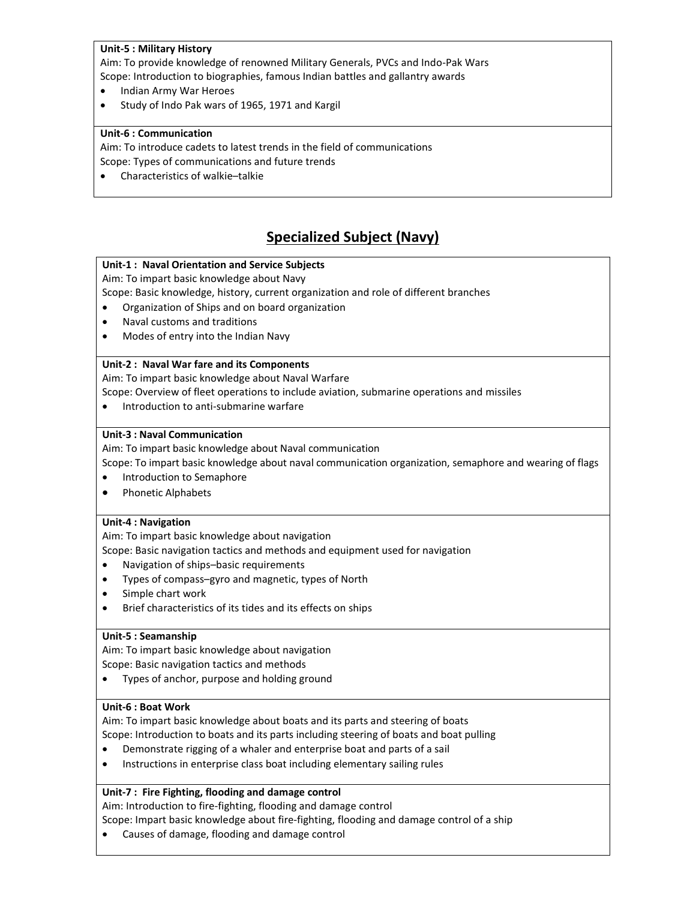**Unit-5 : Military History**

Aim: To provide knowledge of renowned Military Generals, PVCs and Indo-Pak Wars

Scope: Introduction to biographies, famous Indian battles and gallantry awards

- Indian Army War Heroes
- Study of Indo Pak wars of 1965, 1971 and Kargil

**Unit-6 : Communication**

Aim: To introduce cadets to latest trends in the field of communications

Scope: Types of communications and future trends

- Characteristics of walkie–talkie

## Specialized Subject (Navy)

**Unit-1 : Naval Orientation and Service Subjects**

Aim: To impart basic knowledge about Navy

Scope: Basic knowledge, history, current organization and role of different branches

- Organization of Ships and on board organization
- Naval customs and traditions
- Modes of entry into the Indian Navy

**Unit-2 : Naval War fare and its Components**

Aim: To impart basic knowledge about Naval Warfare

Scope: Overview of fleet operations to include aviation, submarine operations and missiles

- Introduction to anti-submarine warfare

**Unit-3 : Naval Communication**

Aim: To impart basic knowledge about Naval communication

Scope: To impart basic knowledge about naval communication organization, semaphore and wearing of flags

- Introduction to Semaphore
- Phonetic Alphabets

**Unit-4 : Navigation**

Aim: To impart basic knowledge about navigation

Scope: Basic navigation tactics and methods and equipment used for navigation

- Navigation of ships–basic requirements
- Types of compass–gyro and magnetic, types of North
- Simple chart work
- Brief characteristics of its tides and its effects on ships

**Unit-5 : Seamanship**

Aim: To impart basic knowledge about navigation

Scope: Basic navigation tactics and methods

- Types of anchor, purpose and holding ground

**Unit-6 : Boat Work**

Aim: To impart basic knowledge about boats and its parts and steering of boats

Scope: Introduction to boats and its parts including steering of boats and boat pulling

- Demonstrate rigging of a whaler and enterprise boat and parts of a sail
- Instructions in enterprise class boat including elementary sailing rules

**Unit-7 : Fire Fighting, flooding and damage control**

Aim: Introduction to fire-fighting, flooding and damage control

Scope: Impart basic knowledge about fire-fighting, flooding and damage control of a ship

- Causes of damage, flooding and damage control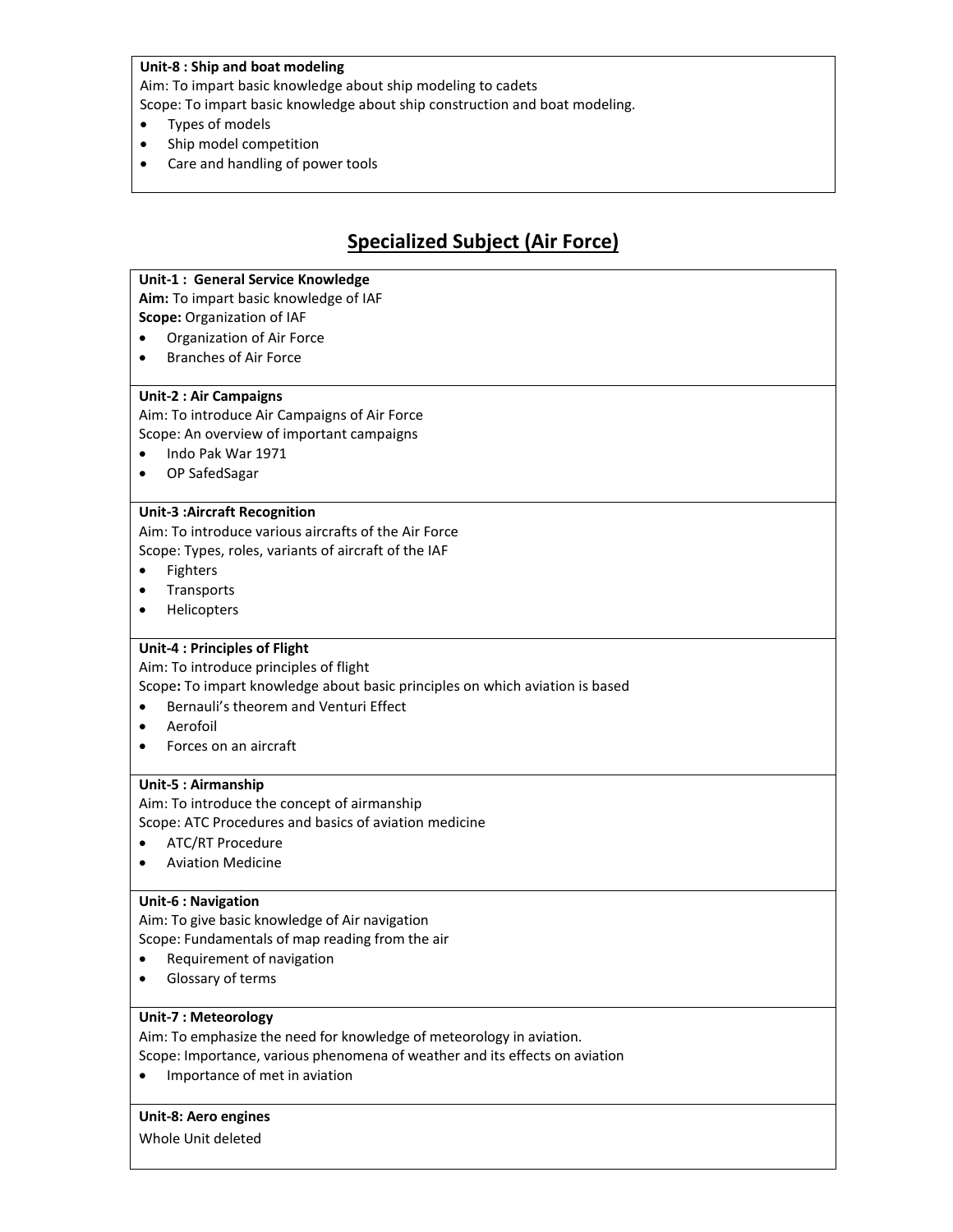**Unit-8 : Ship and boat modeling**
Aim: To impart basic knowledge about ship modeling to cadets
Scope: To impart basic knowledge about ship construction and boat modeling.

- Types of models
- Ship model competition
- Care and handling of power tools

## Specialized Subject (Air Force)

**Unit-1 : General Service Knowledge**
**Aim:** To impart basic knowledge of IAF
**Scope:** Organization of IAF

- Organization of Air Force
- Branches of Air Force

**Unit-2 : Air Campaigns**
Aim: To introduce Air Campaigns of Air Force
Scope: An overview of important campaigns

- Indo Pak War 1971
- OP SafedSagar

**Unit-3 :Aircraft Recognition**
Aim: To introduce various aircrafts of the Air Force
Scope: Types, roles, variants of aircraft of the IAF

- Fighters
- Transports
- Helicopters

**Unit-4 : Principles of Flight**
Aim: To introduce principles of flight
Scope**:** To impart knowledge about basic principles on which aviation is based

- Bernauli's theorem and Venturi Effect
- Aerofoil
- Forces on an aircraft

**Unit-5 : Airmanship**
Aim: To introduce the concept of airmanship
Scope: ATC Procedures and basics of aviation medicine

- ATC/RT Procedure
- Aviation Medicine

**Unit-6 : Navigation**
Aim: To give basic knowledge of Air navigation
Scope: Fundamentals of map reading from the air

- Requirement of navigation
- Glossary of terms

**Unit-7 : Meteorology**
Aim: To emphasize the need for knowledge of meteorology in aviation.
Scope: Importance, various phenomena of weather and its effects on aviation

- Importance of met in aviation

**Unit-8: Aero engines**
Whole Unit deleted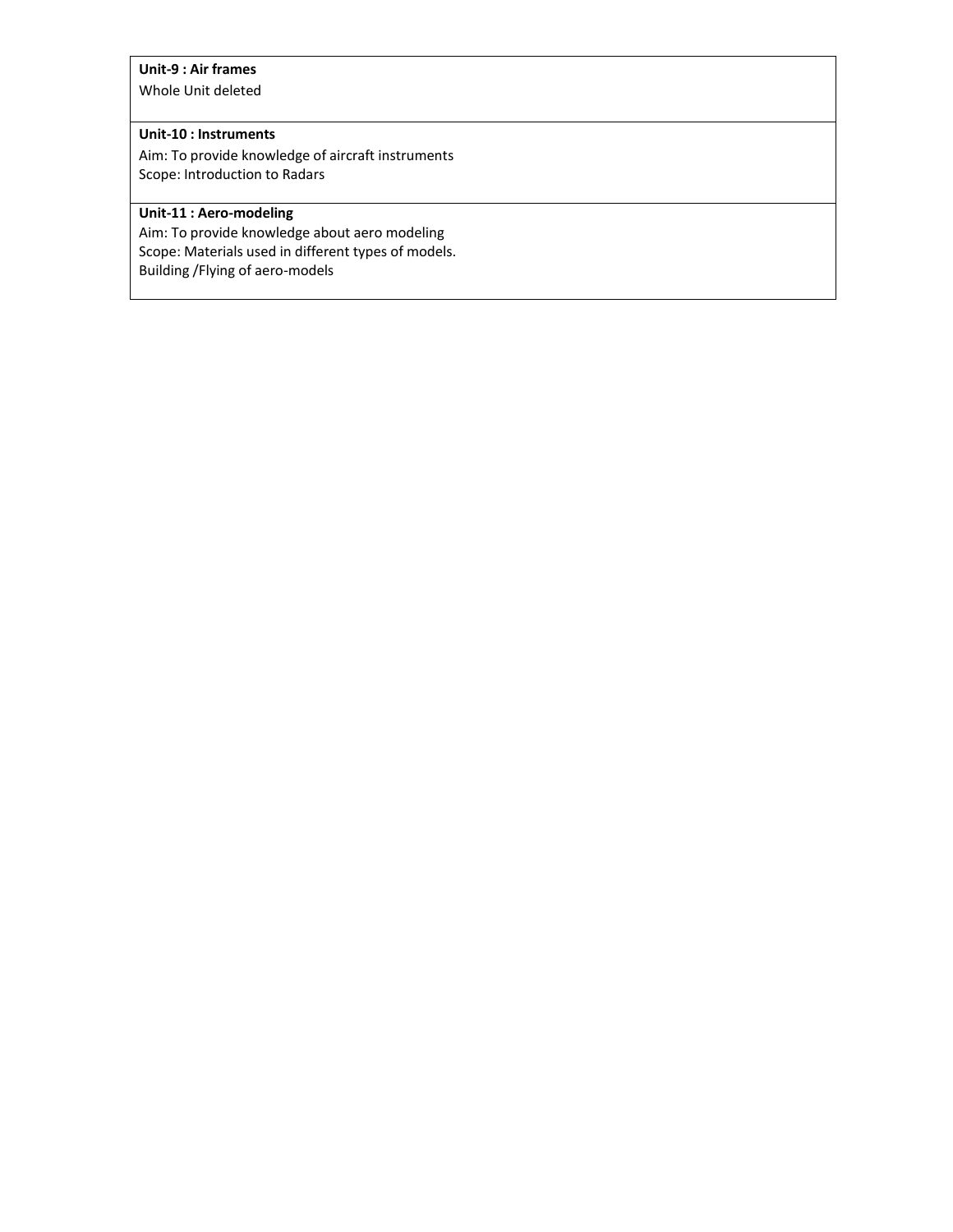**Unit-9 : Air frames**

Whole Unit deleted

**Unit-10 : Instruments**

Aim: To provide knowledge of aircraft instruments

Scope: Introduction to Radars

**Unit-11 : Aero-modeling**

Aim: To provide knowledge about aero modeling

Scope: Materials used in different types of models.

Building /Flying of aero-models